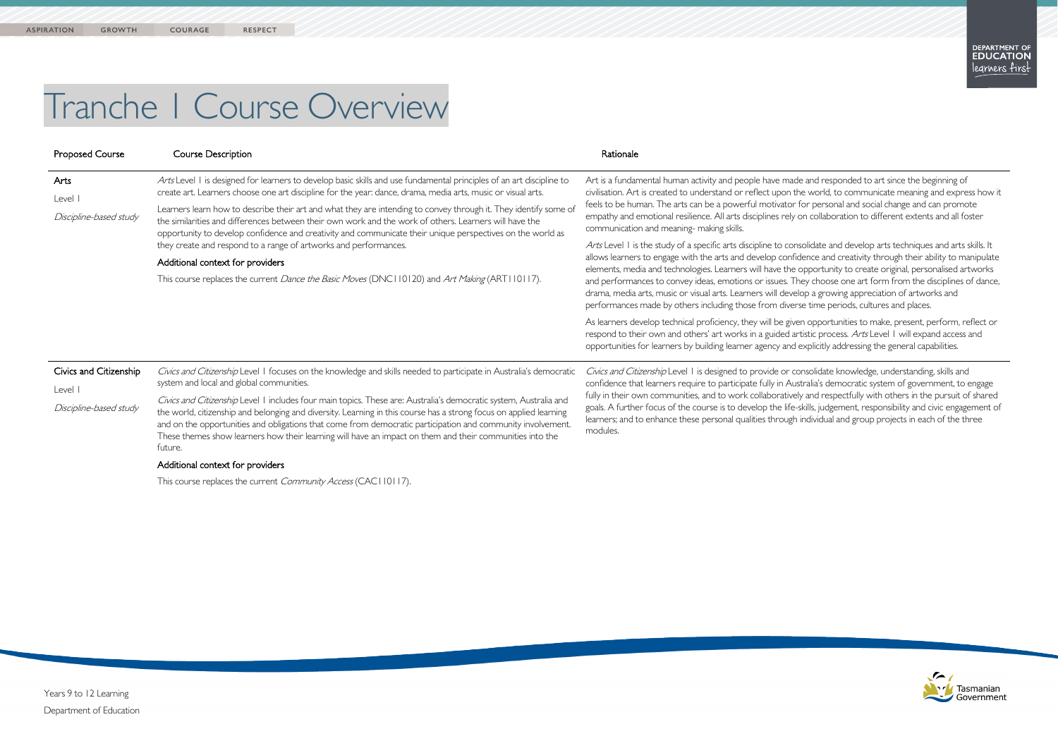# Tranche 1 Course Overview

| Proposed Course | Course Description | Rationale |
|---|---|---|
| **Arts**<br>Level 1<br>*Discipline-based study* | *Arts* Level 1 is designed for learners to develop basic skills and use fundamental principles of an art discipline to create art. Learners choose one art discipline for the year: dance, drama, media arts, music or visual arts.<br><br>Learners learn how to describe their art and what they are intending to convey through it. They identify some of the similarities and differences between their own work and the work of others. Learners will have the opportunity to develop confidence and creativity and communicate their unique perspectives on the world as they create and respond to a range of artworks and performances.<br><br>**Additional context for providers**<br><br>This course replaces the current *Dance the Basic Moves* (DNC110120) and *Art Making* (ART110117). | Art is a fundamental human activity and people have made and responded to art since the beginning of civilisation. Art is created to understand or reflect upon the world, to communicate meaning and express how it feels to be human. The arts can be a powerful motivator for personal and social change and can promote empathy and emotional resilience. All arts disciplines rely on collaboration to different extents and all foster communication and meaning- making skills.<br><br>*Arts* Level 1 is the study of a specific arts discipline to consolidate and develop arts techniques and arts skills. It allows learners to engage with the arts and develop confidence and creativity through their ability to manipulate elements, media and technologies. Learners will have the opportunity to create original, personalised artworks and performances to convey ideas, emotions or issues. They choose one art form from the disciplines of dance, drama, media arts, music or visual arts. Learners will develop a growing appreciation of artworks and performances made by others including those from diverse time periods, cultures and places.<br><br>As learners develop technical proficiency, they will be given opportunities to make, present, perform, reflect or respond to their own and others' art works in a guided artistic process. *Arts* Level 1 will expand access and opportunities for learners by building learner agency and explicitly addressing the general capabilities. |
| **Civics and Citizenship**<br>Level 1<br>*Discipline-based study* | *Civics and Citizenship* Level 1 focuses on the knowledge and skills needed to participate in Australia's democratic system and local and global communities.<br><br>*Civics and Citizenship* Level 1 includes four main topics. These are: Australia's democratic system, Australia and the world, citizenship and belonging and diversity. Learning in this course has a strong focus on applied learning and on the opportunities and obligations that come from democratic participation and community involvement. These themes show learners how their learning will have an impact on them and their communities into the future.<br><br>**Additional context for providers**<br><br>This course replaces the current *Community Access* (CAC110117). | *Civics and Citizenship* Level 1 is designed to provide or consolidate knowledge, understanding, skills and confidence that learners require to participate fully in Australia's democratic system of government, to engage fully in their own communities, and to work collaboratively and respectfully with others in the pursuit of shared goals. A further focus of the course is to develop the life-skills, judgement, responsibility and civic engagement of learners; and to enhance these personal qualities through individual and group projects in each of the three modules. |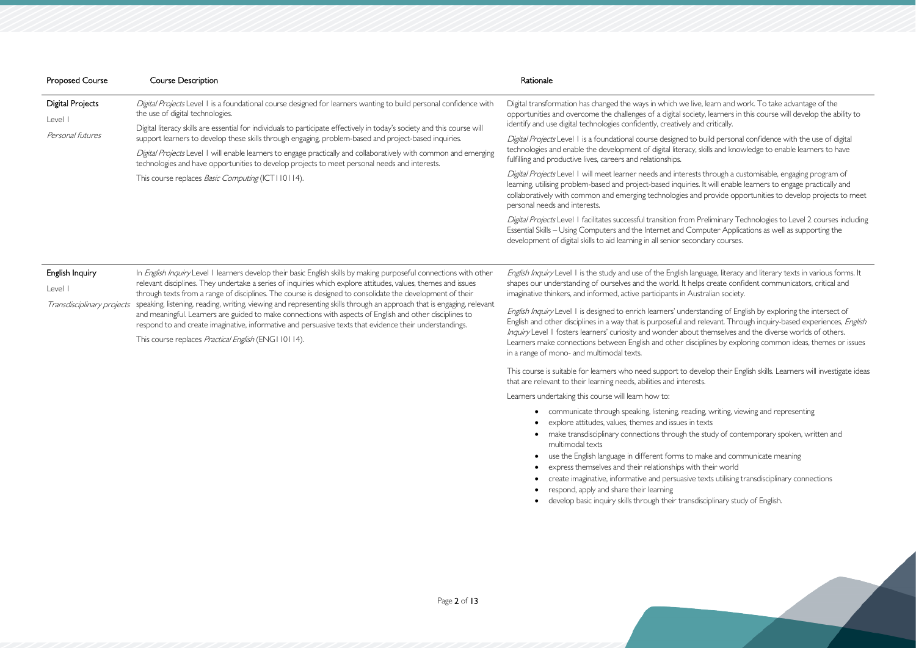| Proposed Course | Course Description | Rationale |
|---|---|---|
| **Digital Projects**<br>Level 1<br>*Personal futures* | *Digital Projects* Level 1 is a foundational course designed for learners wanting to build personal confidence with the use of digital technologies.<br><br>Digital literacy skills are essential for individuals to participate effectively in today's society and this course will support learners to develop these skills through engaging, problem-based and project-based inquiries.<br><br>*Digital Projects* Level 1 will enable learners to engage practically and collaboratively with common and emerging technologies and have opportunities to develop projects to meet personal needs and interests.<br><br>This course replaces *Basic Computing* (ICT110114). | Digital transformation has changed the ways in which we live, learn and work. To take advantage of the opportunities and overcome the challenges of a digital society, learners in this course will develop the ability to identify and use digital technologies confidently, creatively and critically.<br><br>*Digital Projects* Level 1 is a foundational course designed to build personal confidence with the use of digital technologies and enable the development of digital literacy, skills and knowledge to enable learners to have fulfilling and productive lives, careers and relationships.<br><br>*Digital Projects* Level 1 will meet learner needs and interests through a customisable, engaging program of learning, utilising problem-based and project-based inquiries. It will enable learners to engage practically and collaboratively with common and emerging technologies and provide opportunities to develop projects to meet personal needs and interests.<br><br>*Digital Projects* Level 1 facilitates successful transition from Preliminary Technologies to Level 2 courses including Essential Skills – Using Computers and the Internet and Computer Applications as well as supporting the development of digital skills to aid learning in all senior secondary courses. |
| **English Inquiry**<br>Level 1<br>*Transdisciplinary projects* | In *English Inquiry* Level 1 learners develop their basic English skills by making purposeful connections with other relevant disciplines. They undertake a series of inquiries which explore attitudes, values, themes and issues through texts from a range of disciplines. The course is designed to consolidate the development of their speaking, listening, reading, writing, viewing and representing skills through an approach that is engaging, relevant and meaningful. Learners are guided to make connections with aspects of English and other disciplines to respond to and create imaginative, informative and persuasive texts that evidence their understandings.<br><br>This course replaces *Practical English* (ENG110114). | *English Inquiry* Level 1 is the study and use of the English language, literacy and literary texts in various forms. It shapes our understanding of ourselves and the world. It helps create confident communicators, critical and imaginative thinkers, and informed, active participants in Australian society.<br><br>*English Inquiry* Level 1 is designed to enrich learners' understanding of English by exploring the intersect of English and other disciplines in a way that is purposeful and relevant. Through inquiry-based experiences, *English Inquiry* Level 1 fosters learners' curiosity and wonder about themselves and the diverse worlds of others. Learners make connections between English and other disciplines by exploring common ideas, themes or issues in a range of mono- and multimodal texts.<br><br>This course is suitable for learners who need support to develop their English skills. Learners will investigate ideas that are relevant to their learning needs, abilities and interests.<br><br>Learners undertaking this course will learn how to:<br>• communicate through speaking, listening, reading, writing, viewing and representing<br>• explore attitudes, values, themes and issues in texts<br>• make transdisciplinary connections through the study of contemporary spoken, written and multimodal texts<br>• use the English language in different forms to make and communicate meaning<br>• express themselves and their relationships with their world<br>• create imaginative, informative and persuasive texts utilising transdisciplinary connections<br>• respond, apply and share their learning<br>• develop basic inquiry skills through their transdisciplinary study of English. |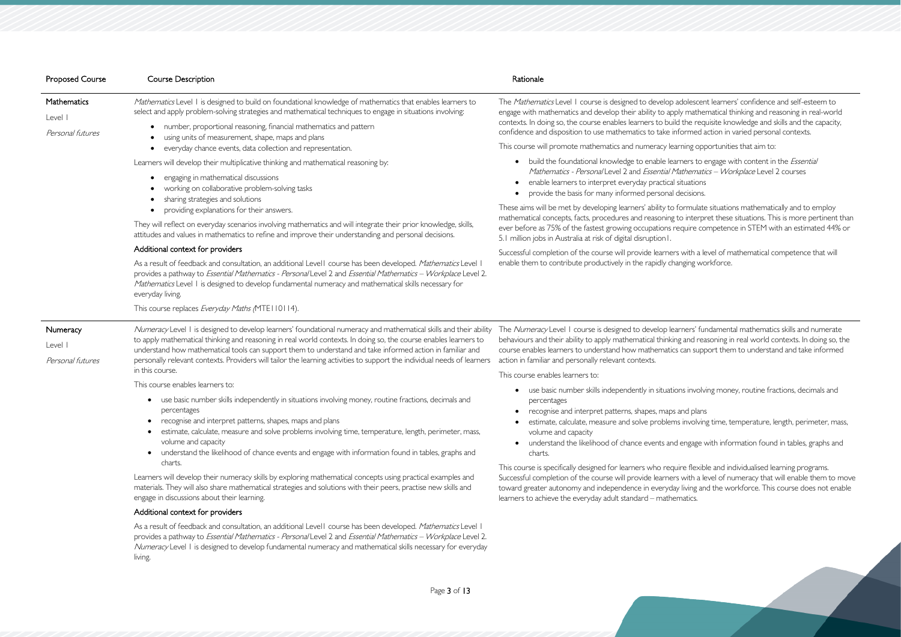| Proposed Course | Course Description | Rationale |
|---|---|---|
| **Mathematics**<br><br>Level 1<br><br>*Personal futures* | *Mathematics* Level 1 is designed to build on foundational knowledge of mathematics that enables learners to select and apply problem-solving strategies and mathematical techniques to engage in situations involving:<br>• number, proportional reasoning, financial mathematics and pattern<br>• using units of measurement, shape, maps and plans<br>• everyday chance events, data collection and representation.<br><br>Learners will develop their multiplicative thinking and mathematical reasoning by:<br>• engaging in mathematical discussions<br>• working on collaborative problem-solving tasks<br>• sharing strategies and solutions<br>• providing explanations for their answers.<br><br>They will reflect on everyday scenarios involving mathematics and will integrate their prior knowledge, skills, attitudes and values in mathematics to refine and improve their understanding and personal decisions.<br><br>**Additional context for providers**<br><br>As a result of feedback and consultation, an additional Level1 course has been developed. *Mathematics* Level 1 provides a pathway to *Essential Mathematics - Personal* Level 2 and *Essential Mathematics – Workplace* Level 2. *Mathematics* Level 1 is designed to develop fundamental numeracy and mathematical skills necessary for everyday living.<br><br>This course replaces *Everyday Maths (*MTE110114). | The *Mathematics* Level 1 course is designed to develop adolescent learners' confidence and self-esteem to engage with mathematics and develop their ability to apply mathematical thinking and reasoning in real-world contexts. In doing so, the course enables learners to build the requisite knowledge and skills and the capacity, confidence and disposition to use mathematics to take informed action in varied personal contexts.<br><br>This course will promote mathematics and numeracy learning opportunities that aim to:<br>• build the foundational knowledge to enable learners to engage with content in the *Essential Mathematics - Personal* Level 2 and *Essential Mathematics – Workplace* Level 2 courses<br>• enable learners to interpret everyday practical situations<br>• provide the basis for many informed personal decisions.<br><br>These aims will be met by developing learners' ability to formulate situations mathematically and to employ mathematical concepts, facts, procedures and reasoning to interpret these situations. This is more pertinent than ever before as 75% of the fastest growing occupations require competence in STEM with an estimated 44% or 5.1 million jobs in Australia at risk of digital disruption1.<br><br>Successful completion of the course will provide learners with a level of mathematical competence that will enable them to contribute productively in the rapidly changing workforce. |
| **Numeracy**<br><br>Level 1<br><br>*Personal futures* | *Numeracy* Level 1 is designed to develop learners' foundational numeracy and mathematical skills and their ability to apply mathematical thinking and reasoning in real world contexts. In doing so, the course enables learners to understand how mathematical tools can support them to understand and take informed action in familiar and personally relevant contexts. Providers will tailor the learning activities to support the individual needs of learners in this course.<br><br>This course enables learners to:<br>• use basic number skills independently in situations involving money, routine fractions, decimals and percentages<br>• recognise and interpret patterns, shapes, maps and plans<br>• estimate, calculate, measure and solve problems involving time, temperature, length, perimeter, mass, volume and capacity<br>• understand the likelihood of chance events and engage with information found in tables, graphs and charts.<br><br>Learners will develop their numeracy skills by exploring mathematical concepts using practical examples and materials. They will also share mathematical strategies and solutions with their peers, practise new skills and engage in discussions about their learning.<br><br>**Additional context for providers**<br><br>As a result of feedback and consultation, an additional Level1 course has been developed. *Mathematics* Level 1 provides a pathway to *Essential Mathematics - Personal* Level 2 and *Essential Mathematics – Workplace* Level 2. *Numeracy* Level 1 is designed to develop fundamental numeracy and mathematical skills necessary for everyday living. | The *Numeracy* Level 1 course is designed to develop learners' fundamental mathematics skills and numerate behaviours and their ability to apply mathematical thinking and reasoning in real world contexts. In doing so, the course enables learners to understand how mathematics can support them to understand and take informed action in familiar and personally relevant contexts.<br><br>This course enables learners to:<br>• use basic number skills independently in situations involving money, routine fractions, decimals and percentages<br>• recognise and interpret patterns, shapes, maps and plans<br>• estimate, calculate, measure and solve problems involving time, temperature, length, perimeter, mass, volume and capacity<br>• understand the likelihood of chance events and engage with information found in tables, graphs and charts.<br><br>This course is specifically designed for learners who require flexible and individualised learning programs. Successful completion of the course will provide learners with a level of numeracy that will enable them to move toward greater autonomy and independence in everyday living and the workforce. This course does not enable learners to achieve the everyday adult standard – mathematics. |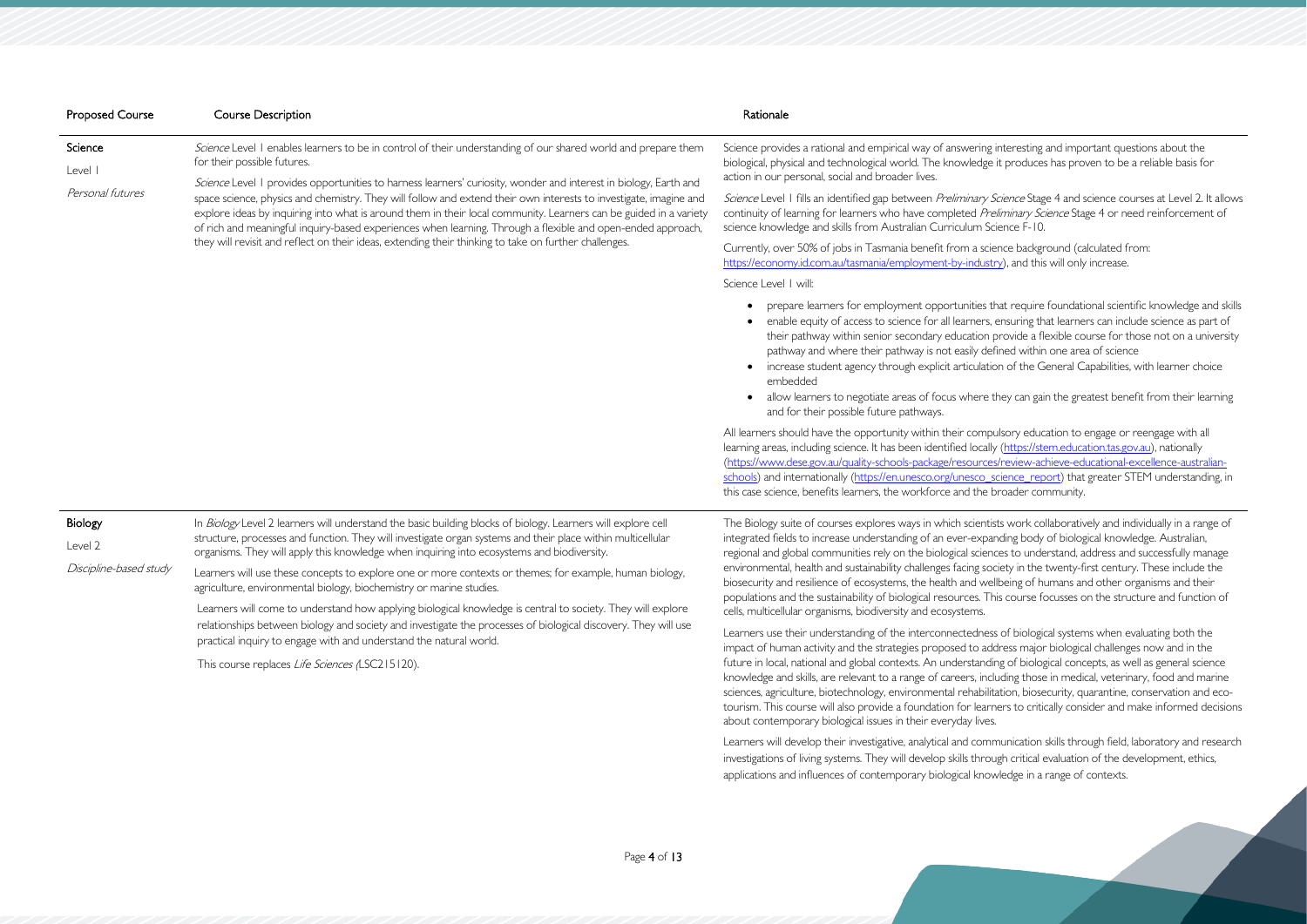| Proposed Course | Course Description | Rationale |
|---|---|---|
| **Science**<br>Level 1<br>*Personal futures* | *Science* Level 1 enables learners to be in control of their understanding of our shared world and prepare them for their possible futures.<br><br>*Science* Level 1 provides opportunities to harness learners' curiosity, wonder and interest in biology, Earth and space science, physics and chemistry. They will follow and extend their own interests to investigate, imagine and explore ideas by inquiring into what is around them in their local community. Learners can be guided in a variety of rich and meaningful inquiry-based experiences when learning. Through a flexible and open-ended approach, they will revisit and reflect on their ideas, extending their thinking to take on further challenges. | Science provides a rational and empirical way of answering interesting and important questions about the biological, physical and technological world. The knowledge it produces has proven to be a reliable basis for action in our personal, social and broader lives.<br><br>*Science* Level 1 fills an identified gap between *Preliminary Science* Stage 4 and science courses at Level 2. It allows continuity of learning for learners who have completed *Preliminary Science* Stage 4 or need reinforcement of science knowledge and skills from Australian Curriculum Science F-10.<br><br>Currently, over 50% of jobs in Tasmania benefit from a science background (calculated from: https://economy.id.com.au/tasmania/employment-by-industry), and this will only increase.<br><br>Science Level 1 will:<br>• prepare learners for employment opportunities that require foundational scientific knowledge and skills<br>• enable equity of access to science for all learners, ensuring that learners can include science as part of their pathway within senior secondary education provide a flexible course for those not on a university pathway and where their pathway is not easily defined within one area of science<br>• increase student agency through explicit articulation of the General Capabilities, with learner choice embedded<br>• allow learners to negotiate areas of focus where they can gain the greatest benefit from their learning and for their possible future pathways.<br><br>All learners should have the opportunity within their compulsory education to engage or reengage with all learning areas, including science. It has been identified locally (https://stem.education.tas.gov.au), nationally (https://www.dese.gov.au/quality-schools-package/resources/review-achieve-educational-excellence-australian-schools) and internationally (https://en.unesco.org/unesco_science_report) that greater STEM understanding, in this case science, benefits learners, the workforce and the broader community. |
| **Biology**<br>Level 2<br>*Discipline-based study* | In *Biology* Level 2 learners will understand the basic building blocks of biology. Learners will explore cell structure, processes and function. They will investigate organ systems and their place within multicellular organisms. They will apply this knowledge when inquiring into ecosystems and biodiversity.<br><br>Learners will use these concepts to explore one or more contexts or themes; for example, human biology, agriculture, environmental biology, biochemistry or marine studies.<br><br>Learners will come to understand how applying biological knowledge is central to society. They will explore relationships between biology and society and investigate the processes of biological discovery. They will use practical inquiry to engage with and understand the natural world.<br><br>This course replaces *Life Sciences (*LSC215120). | The Biology suite of courses explores ways in which scientists work collaboratively and individually in a range of integrated fields to increase understanding of an ever-expanding body of biological knowledge. Australian, regional and global communities rely on the biological sciences to understand, address and successfully manage environmental, health and sustainability challenges facing society in the twenty-first century. These include the biosecurity and resilience of ecosystems, the health and wellbeing of humans and other organisms and their populations and the sustainability of biological resources. This course focusses on the structure and function of cells, multicellular organisms, biodiversity and ecosystems.<br><br>Learners use their understanding of the interconnectedness of biological systems when evaluating both the impact of human activity and the strategies proposed to address major biological challenges now and in the future in local, national and global contexts. An understanding of biological concepts, as well as general science knowledge and skills, are relevant to a range of careers, including those in medical, veterinary, food and marine sciences, agriculture, biotechnology, environmental rehabilitation, biosecurity, quarantine, conservation and eco-tourism. This course will also provide a foundation for learners to critically consider and make informed decisions about contemporary biological issues in their everyday lives.<br><br>Learners will develop their investigative, analytical and communication skills through field, laboratory and research investigations of living systems. They will develop skills through critical evaluation of the development, ethics, applications and influences of contemporary biological knowledge in a range of contexts. |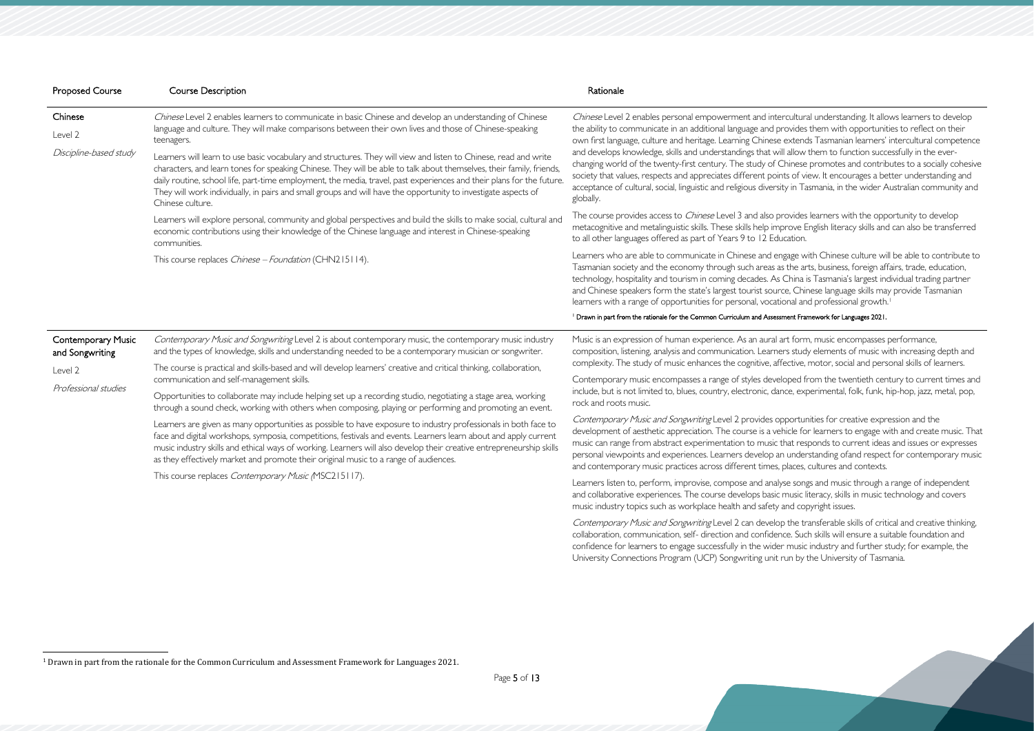| Proposed Course | Course Description | Rationale |
| --- | --- | --- |
| **Chinese**<br><br>Level 2<br><br>*Discipline-based study* | *Chinese* Level 2 enables learners to communicate in basic Chinese and develop an understanding of Chinese language and culture. They will make comparisons between their own lives and those of Chinese-speaking teenagers.<br><br>Learners will learn to use basic vocabulary and structures. They will view and listen to Chinese, read and write characters, and learn tones for speaking Chinese. They will be able to talk about themselves, their family, friends, daily routine, school life, part-time employment, the media, travel, past experiences and their plans for the future. They will work individually, in pairs and small groups and will have the opportunity to investigate aspects of Chinese culture.<br><br>Learners will explore personal, community and global perspectives and build the skills to make social, cultural and economic contributions using their knowledge of the Chinese language and interest in Chinese-speaking communities.<br><br>This course replaces *Chinese – Foundation* (CHN215114). | *Chinese* Level 2 enables personal empowerment and intercultural understanding. It allows learners to develop the ability to communicate in an additional language and provides them with opportunities to reflect on their own first language, culture and heritage. Learning Chinese extends Tasmanian learners' intercultural competence and develops knowledge, skills and understandings that will allow them to function successfully in the ever-changing world of the twenty-first century. The study of Chinese promotes and contributes to a socially cohesive society that values, respects and appreciates different points of view. It encourages a better understanding and acceptance of cultural, social, linguistic and religious diversity in Tasmania, in the wider Australian community and globally.<br><br>The course provides access to *Chinese* Level 3 and also provides learners with the opportunity to develop metacognitive and metalinguistic skills. These skills help improve English literacy skills and can also be transferred to all other languages offered as part of Years 9 to 12 Education.<br><br>Learners who are able to communicate in Chinese and engage with Chinese culture will be able to contribute to Tasmanian society and the economy through such areas as the arts, business, foreign affairs, trade, education, technology, hospitality and tourism in coming decades. As China is Tasmania's largest individual trading partner and Chinese speakers form the state's largest tourist source, Chinese language skills may provide Tasmanian learners with a range of opportunities for personal, vocational and professional growth.[1]<br><br>[1] Drawn in part from the rationale for the Common Curriculum and Assessment Framework for Languages 2021. |
| **Contemporary Music and Songwriting**<br><br>Level 2<br><br>*Professional studies* | *Contemporary Music and Songwriting* Level 2 is about contemporary music, the contemporary music industry and the types of knowledge, skills and understanding needed to be a contemporary musician or songwriter.<br><br>The course is practical and skills-based and will develop learners' creative and critical thinking, collaboration, communication and self-management skills.<br><br>Opportunities to collaborate may include helping set up a recording studio, negotiating a stage area, working through a sound check, working with others when composing, playing or performing and promoting an event.<br><br>Learners are given as many opportunities as possible to have exposure to industry professionals in both face to face and digital workshops, symposia, competitions, festivals and events. Learners learn about and apply current music industry skills and ethical ways of working. Learners will also develop their creative entrepreneurship skills as they effectively market and promote their original music to a range of audiences.<br><br>This course replaces *Contemporary Music (*MSC215117). | Music is an expression of human experience. As an aural art form, music encompasses performance, composition, listening, analysis and communication. Learners study elements of music with increasing depth and complexity. The study of music enhances the cognitive, affective, motor, social and personal skills of learners.<br><br>Contemporary music encompasses a range of styles developed from the twentieth century to current times and include, but is not limited to, blues, country, electronic, dance, experimental, folk, funk, hip-hop, jazz, metal, pop, rock and roots music.<br><br>*Contemporary Music and Songwriting* Level 2 provides opportunities for creative expression and the development of aesthetic appreciation. The course is a vehicle for learners to engage with and create music. That music can range from abstract experimentation to music that responds to current ideas and issues or expresses personal viewpoints and experiences. Learners develop an understanding ofand respect for contemporary music and contemporary music practices across different times, places, cultures and contexts.<br><br>Learners listen to, perform, improvise, compose and analyse songs and music through a range of independent and collaborative experiences. The course develops basic music literacy, skills in music technology and covers music industry topics such as workplace health and safety and copyright issues.<br><br>*Contemporary Music and Songwriting* Level 2 can develop the transferable skills of critical and creative thinking, collaboration, communication, self- direction and confidence. Such skills will ensure a suitable foundation and confidence for learners to engage successfully in the wider music industry and further study; for example, the University Connections Program (UCP) Songwriting unit run by the University of Tasmania. |

[1] Drawn in part from the rationale for the Common Curriculum and Assessment Framework for Languages 2021.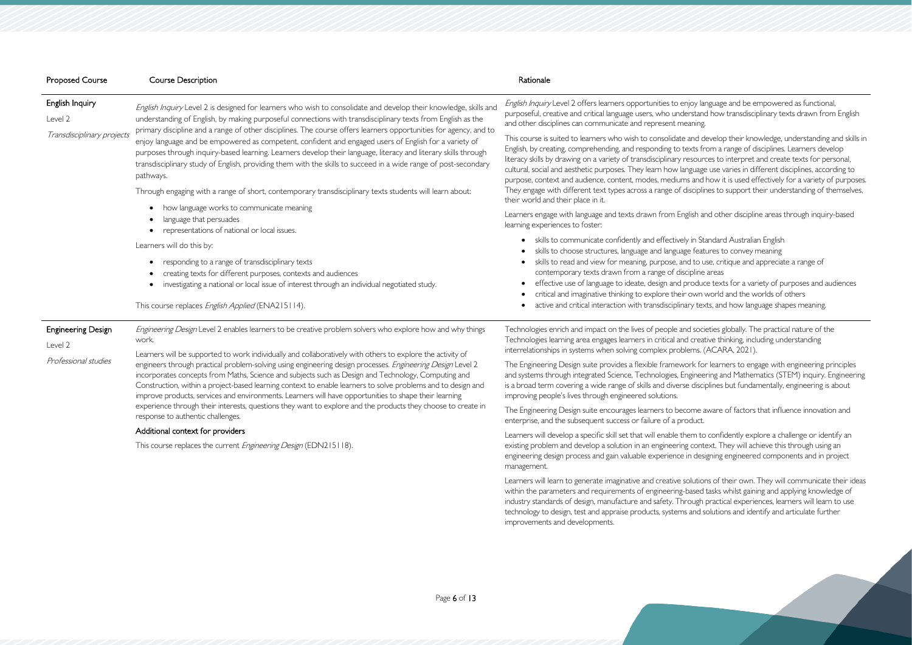| Proposed Course | Course Description | Rationale |
|---|---|---|
| **English Inquiry**<br>Level 2<br>*Transdisciplinary projects* | *English Inquiry* Level 2 is designed for learners who wish to consolidate and develop their knowledge, skills and understanding of English, by making purposeful connections with transdisciplinary texts from English as the primary discipline and a range of other disciplines. The course offers learners opportunities for agency, and to enjoy language and be empowered as competent, confident and engaged users of English for a variety of purposes through inquiry-based learning. Learners develop their language, literacy and literary skills through transdisciplinary study of English, providing them with the skills to succeed in a wide range of post-secondary pathways.<br><br>Through engaging with a range of short, contemporary transdisciplinary texts students will learn about:<br><br>• how language works to communicate meaning<br>• language that persuades<br>• representations of national or local issues.<br><br>Learners will do this by:<br><br>• responding to a range of transdisciplinary texts<br>• creating texts for different purposes, contexts and audiences<br>• investigating a national or local issue of interest through an individual negotiated study.<br><br>This course replaces *English Applied* (ENA215114). | *English Inquiry* Level 2 offers learners opportunities to enjoy language and be empowered as functional, purposeful, creative and critical language users, who understand how transdisciplinary texts drawn from English and other disciplines can communicate and represent meaning.<br><br>This course is suited to learners who wish to consolidate and develop their knowledge, understanding and skills in English, by creating, comprehending, and responding to texts from a range of disciplines. Learners develop literacy skills by drawing on a variety of transdisciplinary resources to interpret and create texts for personal, cultural, social and aesthetic purposes. They learn how language use varies in different disciplines, according to purpose, context and audience, content, modes, mediums and how it is used effectively for a variety of purposes. They engage with different text types across a range of disciplines to support their understanding of themselves, their world and their place in it.<br><br>Learners engage with language and texts drawn from English and other discipline areas through inquiry-based learning experiences to foster:<br><br>• skills to communicate confidently and effectively in Standard Australian English<br>• skills to choose structures, language and language features to convey meaning<br>• skills to read and view for meaning, purpose, and to use, critique and appreciate a range of contemporary texts drawn from a range of discipline areas<br>• effective use of language to ideate, design and produce texts for a variety of purposes and audiences<br>• critical and imaginative thinking to explore their own world and the worlds of others<br>• active and critical interaction with transdisciplinary texts, and how language shapes meaning. |
| **Engineering Design**<br>Level 2<br>*Professional studies* | *Engineering Design* Level 2 enables learners to be creative problem solvers who explore how and why things work.<br><br>Learners will be supported to work individually and collaboratively with others to explore the activity of engineers through practical problem-solving using engineering design processes. *Engineering Design* Level 2 incorporates concepts from Maths, Science and subjects such as Design and Technology, Computing and Construction, within a project-based learning context to enable learners to solve problems and to design and improve products, services and environments. Learners will have opportunities to shape their learning experience through their interests, questions they want to explore and the products they choose to create in response to authentic challenges.<br><br>**Additional context for providers**<br><br>This course replaces the current *Engineering Design* (EDN215118). | Technologies enrich and impact on the lives of people and societies globally. The practical nature of the Technologies learning area engages learners in critical and creative thinking, including understanding interrelationships in systems when solving complex problems. (ACARA, 2021).<br><br>The Engineering Design suite provides a flexible framework for learners to engage with engineering principles and systems through integrated Science, Technologies, Engineering and Mathematics (STEM) inquiry. Engineering is a broad term covering a wide range of skills and diverse disciplines but fundamentally, engineering is about improving people's lives through engineered solutions.<br><br>The Engineering Design suite encourages learners to become aware of factors that influence innovation and enterprise, and the subsequent success or failure of a product.<br><br>Learners will develop a specific skill set that will enable them to confidently explore a challenge or identify an existing problem and develop a solution in an engineering context. They will achieve this through using an engineering design process and gain valuable experience in designing engineered components and in project management.<br><br>Learners will learn to generate imaginative and creative solutions of their own. They will communicate their ideas within the parameters and requirements of engineering-based tasks whilst gaining and applying knowledge of industry standards of design, manufacture and safety. Through practical experiences, learners will learn to use technology to design, test and appraise products, systems and solutions and identify and articulate further improvements and developments. |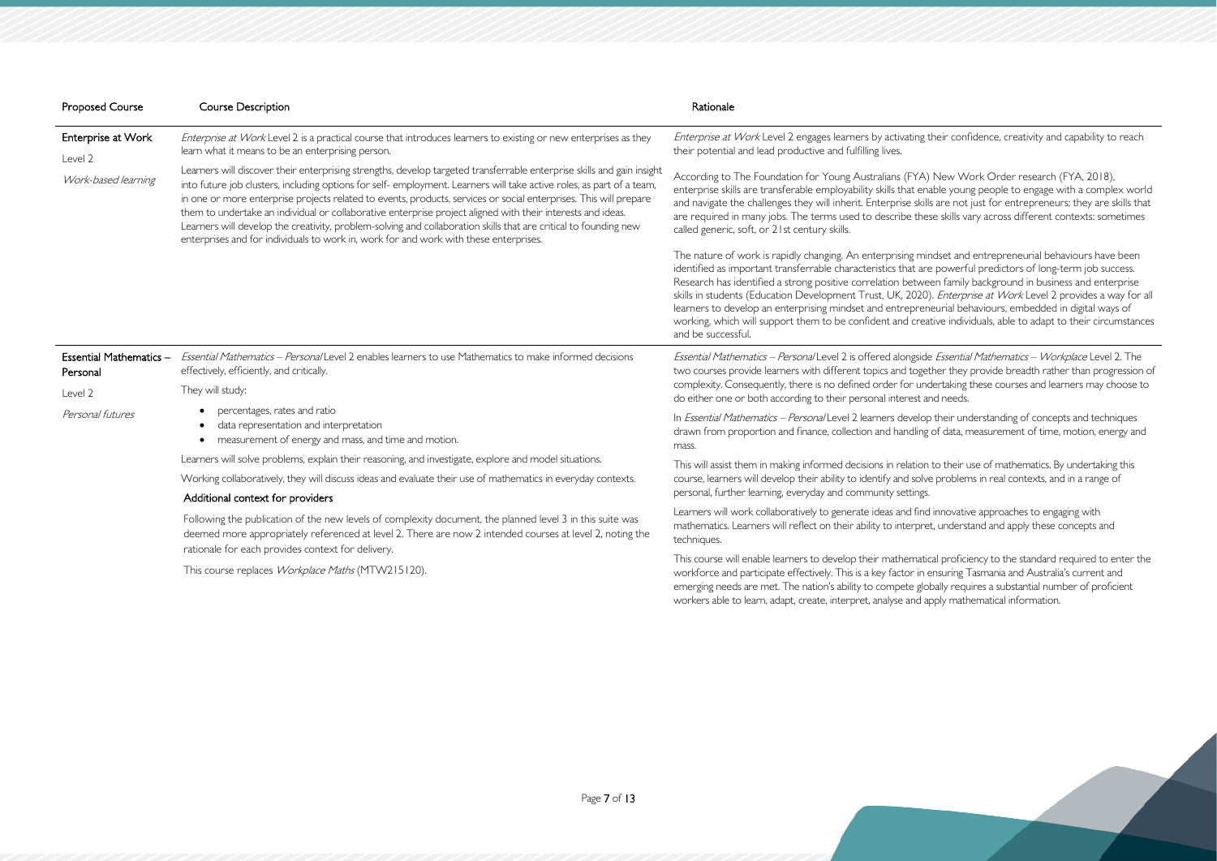| Proposed Course | Course Description | Rationale |
|---|---|---|
| **Enterprise at Work**<br><br>Level 2<br><br>*Work-based learning* | *Enterprise at Work* Level 2 is a practical course that introduces learners to existing or new enterprises as they learn what it means to be an enterprising person.<br><br>Learners will discover their enterprising strengths, develop targeted transferrable enterprise skills and gain insight into future job clusters, including options for self- employment. Learners will take active roles, as part of a team, in one or more enterprise projects related to events, products, services or social enterprises. This will prepare them to undertake an individual or collaborative enterprise project aligned with their interests and ideas. Learners will develop the creativity, problem-solving and collaboration skills that are critical to founding new enterprises and for individuals to work in, work for and work with these enterprises. | *Enterprise at Work* Level 2 engages learners by activating their confidence, creativity and capability to reach their potential and lead productive and fulfilling lives.<br><br>According to The Foundation for Young Australians (FYA) New Work Order research (FYA, 2018), enterprise skills are transferable employability skills that enable young people to engage with a complex world and navigate the challenges they will inherit. Enterprise skills are not just for entrepreneurs; they are skills that are required in many jobs. The terms used to describe these skills vary across different contexts: sometimes called generic, soft, or 21st century skills.<br><br>The nature of work is rapidly changing. An enterprising mindset and entrepreneurial behaviours have been identified as important transferrable characteristics that are powerful predictors of long-term job success. Research has identified a strong positive correlation between family background in business and enterprise skills in students (Education Development Trust, UK, 2020). *Enterprise at Work* Level 2 provides a way for all learners to develop an enterprising mindset and entrepreneurial behaviours, embedded in digital ways of working, which will support them to be confident and creative individuals, able to adapt to their circumstances and be successful. |
| **Essential Mathematics – Personal**<br><br>Level 2<br><br>*Personal futures* | *Essential Mathematics – Personal* Level 2 enables learners to use Mathematics to make informed decisions effectively, efficiently, and critically.<br><br>They will study:<br><br>• percentages, rates and ratio<br>• data representation and interpretation<br>• measurement of energy and mass, and time and motion.<br><br>Learners will solve problems, explain their reasoning, and investigate, explore and model situations.<br><br>Working collaboratively, they will discuss ideas and evaluate their use of mathematics in everyday contexts.<br><br>**Additional context for providers**<br><br>Following the publication of the new levels of complexity document, the planned level 3 in this suite was deemed more appropriately referenced at level 2. There are now 2 intended courses at level 2, noting the rationale for each provides context for delivery.<br><br>This course replaces *Workplace Maths* (MTW215120). | *Essential Mathematics – Personal* Level 2 is offered alongside *Essential Mathematics – Workplace* Level 2. The two courses provide learners with different topics and together they provide breadth rather than progression of complexity. Consequently, there is no defined order for undertaking these courses and learners may choose to do either one or both according to their personal interest and needs.<br><br>In *Essential Mathematics – Personal* Level 2 learners develop their understanding of concepts and techniques drawn from proportion and finance, collection and handling of data, measurement of time, motion, energy and mass.<br><br>This will assist them in making informed decisions in relation to their use of mathematics. By undertaking this course, learners will develop their ability to identify and solve problems in real contexts, and in a range of personal, further learning, everyday and community settings.<br><br>Learners will work collaboratively to generate ideas and find innovative approaches to engaging with mathematics. Learners will reflect on their ability to interpret, understand and apply these concepts and techniques.<br><br>This course will enable learners to develop their mathematical proficiency to the standard required to enter the workforce and participate effectively. This is a key factor in ensuring Tasmania and Australia's current and emerging needs are met. The nation's ability to compete globally requires a substantial number of proficient workers able to learn, adapt, create, interpret, analyse and apply mathematical information. |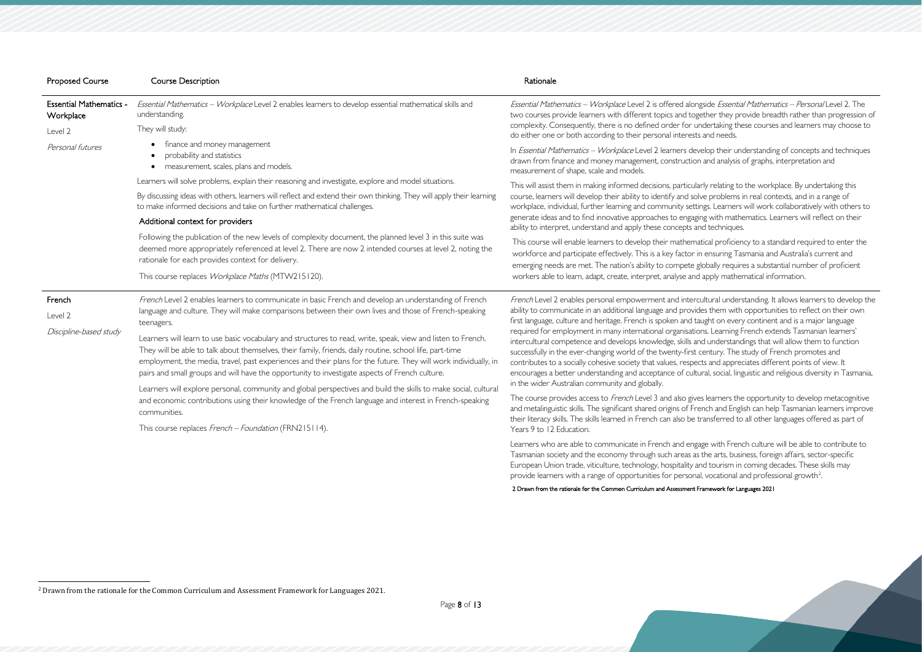| Proposed Course | Course Description | Rationale |
|---|---|---|
| **Essential Mathematics - Workplace**<br><br>Level 2<br><br>*Personal futures* | *Essential Mathematics – Workplace* Level 2 enables learners to develop essential mathematical skills and understanding.<br><br>They will study:<br><br>• finance and money management<br>• probability and statistics<br>• measurement, scales, plans and models.<br><br>Learners will solve problems, explain their reasoning and investigate, explore and model situations.<br><br>By discussing ideas with others, learners will reflect and extend their own thinking. They will apply their learning to make informed decisions and take on further mathematical challenges.<br><br>**Additional context for providers**<br><br>Following the publication of the new levels of complexity document, the planned level 3 in this suite was deemed more appropriately referenced at level 2. There are now 2 intended courses at level 2, noting the rationale for each provides context for delivery.<br><br>This course replaces *Workplace Maths* (MTW215120). | *Essential Mathematics – Workplace* Level 2 is offered alongside *Essential Mathematics – Personal* Level 2. The two courses provide learners with different topics and together they provide breadth rather than progression of complexity. Consequently, there is no defined order for undertaking these courses and learners may choose to do either one or both according to their personal interests and needs.<br><br>In *Essential Mathematics – Workplace* Level 2 learners develop their understanding of concepts and techniques drawn from finance and money management, construction and analysis of graphs, interpretation and measurement of shape, scale and models.<br><br>This will assist them in making informed decisions, particularly relating to the workplace. By undertaking this course, learners will develop their ability to identify and solve problems in real contexts, and in a range of workplace, individual, further learning and community settings. Learners will work collaboratively with others to generate ideas and to find innovative approaches to engaging with mathematics. Learners will reflect on their ability to interpret, understand and apply these concepts and techniques.<br><br>This course will enable learners to develop their mathematical proficiency to a standard required to enter the workforce and participate effectively. This is a key factor in ensuring Tasmania and Australia's current and emerging needs are met. The nation's ability to compete globally requires a substantial number of proficient workers able to learn, adapt, create, interpret, analyse and apply mathematical information. |
| **French**<br><br>Level 2<br><br>*Discipline-based study* | *French* Level 2 enables learners to communicate in basic French and develop an understanding of French language and culture. They will make comparisons between their own lives and those of French-speaking teenagers.<br><br>Learners will learn to use basic vocabulary and structures to read, write, speak, view and listen to French. They will be able to talk about themselves, their family, friends, daily routine, school life, part-time employment, the media, travel, past experiences and their plans for the future. They will work individually, in pairs and small groups and will have the opportunity to investigate aspects of French culture.<br><br>Learners will explore personal, community and global perspectives and build the skills to make social, cultural and economic contributions using their knowledge of the French language and interest in French-speaking communities.<br><br>This course replaces *French – Foundation* (FRN215114). | *French* Level 2 enables personal empowerment and intercultural understanding. It allows learners to develop the ability to communicate in an additional language and provides them with opportunities to reflect on their own first language, culture and heritage. French is spoken and taught on every continent and is a major language required for employment in many international organisations. Learning French extends Tasmanian learners' intercultural competence and develops knowledge, skills and understandings that will allow them to function successfully in the ever-changing world of the twenty-first century. The study of French promotes and contributes to a socially cohesive society that values, respects and appreciates different points of view. It encourages a better understanding and acceptance of cultural, social, linguistic and religious diversity in Tasmania, in the wider Australian community and globally.<br><br>The course provides access to *French* Level 3 and also gives learners the opportunity to develop metacognitive and metalinguistic skills. The significant shared origins of French and English can help Tasmanian learners improve their literacy skills. The skills learned in French can also be transferred to all other languages offered as part of Years 9 to 12 Education.<br><br>Learners who are able to communicate in French and engage with French culture will be able to contribute to Tasmanian society and the economy through such areas as the arts, business, foreign affairs, sector-specific European Union trade, viticulture, technology, hospitality and tourism in coming decades. These skills may provide learners with a range of opportunities for personal, vocational and professional growth[2].<br><br>**2 Drawn from the rationale for the Common Curriculum and Assessment Framework for Languages 2021** |

[2] Drawn from the rationale for the Common Curriculum and Assessment Framework for Languages 2021.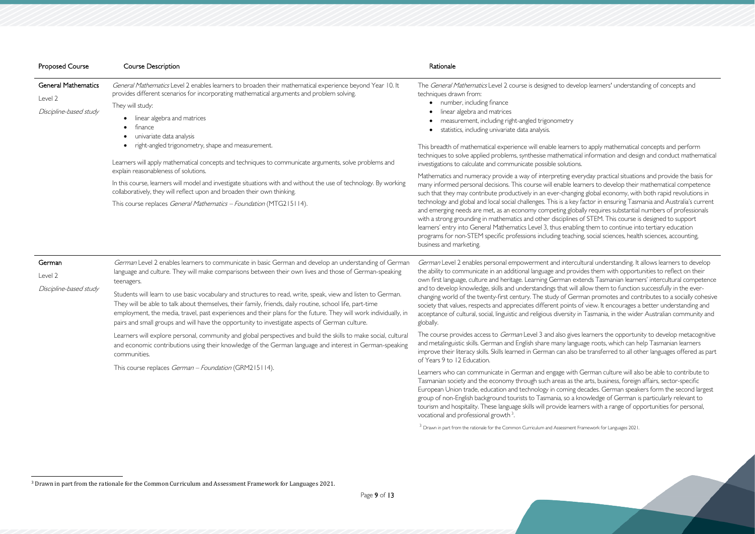| Proposed Course | Course Description | Rationale |
|---|---|---|
| **General Mathematics**<br>Level 2<br>*Discipline-based study* | *General Mathematics* Level 2 enables learners to broaden their mathematical experience beyond Year 10. It provides different scenarios for incorporating mathematical arguments and problem solving.<br>They will study:<br>• linear algebra and matrices<br>• finance<br>• univariate data analysis<br>• right-angled trigonometry, shape and measurement.<br>Learners will apply mathematical concepts and techniques to communicate arguments, solve problems and explain reasonableness of solutions.<br>In this course, learners will model and investigate situations with and without the use of technology. By working collaboratively, they will reflect upon and broaden their own thinking.<br>This course replaces *General Mathematics – Foundation* (MTG215114). | The *General Mathematics* Level 2 course is designed to develop learners' understanding of concepts and techniques drawn from:<br>• number, including finance<br>• linear algebra and matrices<br>• measurement, including right-angled trigonometry<br>• statistics, including univariate data analysis.<br>This breadth of mathematical experience will enable learners to apply mathematical concepts and perform techniques to solve applied problems, synthesise mathematical information and design and conduct mathematical investigations to calculate and communicate possible solutions.<br>Mathematics and numeracy provide a way of interpreting everyday practical situations and provide the basis for many informed personal decisions. This course will enable learners to develop their mathematical competence such that they may contribute productively in an ever-changing global economy, with both rapid revolutions in technology and global and local social challenges. This is a key factor in ensuring Tasmania and Australia's current and emerging needs are met, as an economy competing globally requires substantial numbers of professionals with a strong grounding in mathematics and other disciplines of STEM. This course is designed to support learners' entry into General Mathematics Level 3, thus enabling them to continue into tertiary education programs for non-STEM specific professions including teaching, social sciences, health sciences, accounting, business and marketing. |
| **German**<br>Level 2<br>*Discipline-based study* | *German* Level 2 enables learners to communicate in basic German and develop an understanding of German language and culture. They will make comparisons between their own lives and those of German-speaking teenagers.<br>Students will learn to use basic vocabulary and structures to read, write, speak, view and listen to German. They will be able to talk about themselves, their family, friends, daily routine, school life, part-time employment, the media, travel, past experiences and their plans for the future. They will work individually, in pairs and small groups and will have the opportunity to investigate aspects of German culture.<br>Learners will explore personal, community and global perspectives and build the skills to make social, cultural and economic contributions using their knowledge of the German language and interest in German-speaking communities.<br>This course replaces *German – Foundation* (GRM215114). | *German* Level 2 enables personal empowerment and intercultural understanding. It allows learners to develop the ability to communicate in an additional language and provides them with opportunities to reflect on their own first language, culture and heritage. Learning German extends Tasmanian learners' intercultural competence and to develop knowledge, skills and understandings that will allow them to function successfully in the ever-changing world of the twenty-first century. The study of German promotes and contributes to a socially cohesive society that values, respects and appreciates different points of view. It encourages a better understanding and acceptance of cultural, social, linguistic and religious diversity in Tasmania, in the wider Australian community and globally.<br>The course provides access to *German* Level 3 and also gives learners the opportunity to develop metacognitive and metalinguistic skills. German and English share many language roots, which can help Tasmanian learners improve their literacy skills. Skills learned in German can also be transferred to all other languages offered as part of Years 9 to 12 Education.<br>Learners who can communicate in German and engage with German culture will also be able to contribute to Tasmanian society and the economy through such areas as the arts, business, foreign affairs, sector-specific European Union trade, education and technology in coming decades. German speakers form the second largest group of non-English background tourists to Tasmania, so a knowledge of German is particularly relevant to tourism and hospitality. These language skills will provide learners with a range of opportunities for personal, vocational and professional growth[3].<br>[3] Drawn in part from the rationale for the Common Curriculum and Assessment Framework for Languages 2021. |

[3] Drawn in part from the rationale for the Common Curriculum and Assessment Framework for Languages 2021.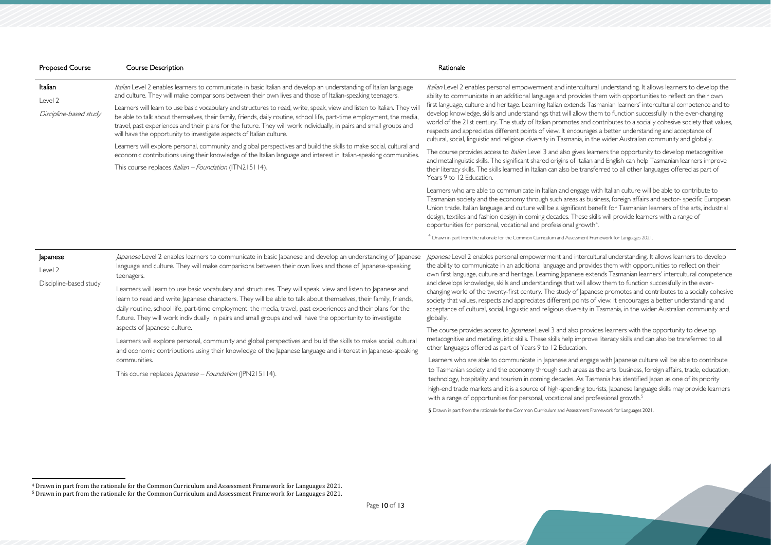| Proposed Course | Course Description | Rationale |
|---|---|---|
| **Italian**<br>Level 2<br>*Discipline-based study* | *Italian* Level 2 enables learners to communicate in basic Italian and develop an understanding of Italian language and culture. They will make comparisons between their own lives and those of Italian-speaking teenagers.<br><br>Learners will learn to use basic vocabulary and structures to read, write, speak, view and listen to Italian. They will be able to talk about themselves, their family, friends, daily routine, school life, part-time employment, the media, travel, past experiences and their plans for the future. They will work individually, in pairs and small groups and will have the opportunity to investigate aspects of Italian culture.<br><br>Learners will explore personal, community and global perspectives and build the skills to make social, cultural and economic contributions using their knowledge of the Italian language and interest in Italian-speaking communities.<br><br>This course replaces *Italian – Foundation* (ITN215114). | *Italian* Level 2 enables personal empowerment and intercultural understanding. It allows learners to develop the ability to communicate in an additional language and provides them with opportunities to reflect on their own first language, culture and heritage. Learning Italian extends Tasmanian learners' intercultural competence and to develop knowledge, skills and understandings that will allow them to function successfully in the ever-changing world of the 21st century. The study of Italian promotes and contributes to a socially cohesive society that values, respects and appreciates different points of view. It encourages a better understanding and acceptance of cultural, social, linguistic and religious diversity in Tasmania, in the wider Australian community and globally.<br><br>The course provides access to *Italian* Level 3 and also gives learners the opportunity to develop metacognitive and metalinguistic skills. The significant shared origins of Italian and English can help Tasmanian learners improve their literacy skills. The skills learned in Italian can also be transferred to all other languages offered as part of Years 9 to 12 Education.<br><br>Learners who are able to communicate in Italian and engage with Italian culture will be able to contribute to Tasmanian society and the economy through such areas as business, foreign affairs and sector- specific European Union trade. Italian language and culture will be a significant benefit for Tasmanian learners of the arts, industrial design, textiles and fashion design in coming decades. These skills will provide learners with a range of opportunities for personal, vocational and professional growth[4].<br><br>[4] Drawn in part from the rationale for the Common Curriculum and Assessment Framework for Languages 2021. |
| **Japanese**<br>Level 2<br>Discipline-based study | *Japanese* Level 2 enables learners to communicate in basic Japanese and develop an understanding of Japanese language and culture. They will make comparisons between their own lives and those of Japanese-speaking teenagers.<br><br>Learners will learn to use basic vocabulary and structures. They will speak, view and listen to Japanese and learn to read and write Japanese characters. They will be able to talk about themselves, their family, friends, daily routine, school life, part-time employment, the media, travel, past experiences and their plans for the future. They will work individually, in pairs and small groups and will have the opportunity to investigate aspects of Japanese culture.<br><br>Learners will explore personal, community and global perspectives and build the skills to make social, cultural and economic contributions using their knowledge of the Japanese language and interest in Japanese-speaking communities.<br><br>This course replaces *Japanese – Foundation* (JPN215114). | *Japanese* Level 2 enables personal empowerment and intercultural understanding. It allows learners to develop the ability to communicate in an additional language and provides them with opportunities to reflect on their own first language, culture and heritage. Learning Japanese extends Tasmanian learners' intercultural competence and develops knowledge, skills and understandings that will allow them to function successfully in the ever-changing world of the twenty-first century. The study of Japanese promotes and contributes to a socially cohesive society that values, respects and appreciates different points of view. It encourages a better understanding and acceptance of cultural, social, linguistic and religious diversity in Tasmania, in the wider Australian community and globally.<br><br>The course provides access to *Japanese* Level 3 and also provides learners with the opportunity to develop metacognitive and metalinguistic skills. These skills help improve literacy skills and can also be transferred to all other languages offered as part of Years 9 to 12 Education.<br><br>Learners who are able to communicate in Japanese and engage with Japanese culture will be able to contribute to Tasmanian society and the economy through such areas as the arts, business, foreign affairs, trade, education, technology, hospitality and tourism in coming decades. As Tasmania has identified Japan as one of its priority high-end trade markets and it is a source of high-spending tourists, Japanese language skills may provide learners with a range of opportunities for personal, vocational and professional growth.[5]<br><br>[5] Drawn in part from the rationale for the Common Curriculum and Assessment Framework for Languages 2021. |

[4] Drawn in part from the rationale for the Common Curriculum and Assessment Framework for Languages 2021.

[5] Drawn in part from the rationale for the Common Curriculum and Assessment Framework for Languages 2021.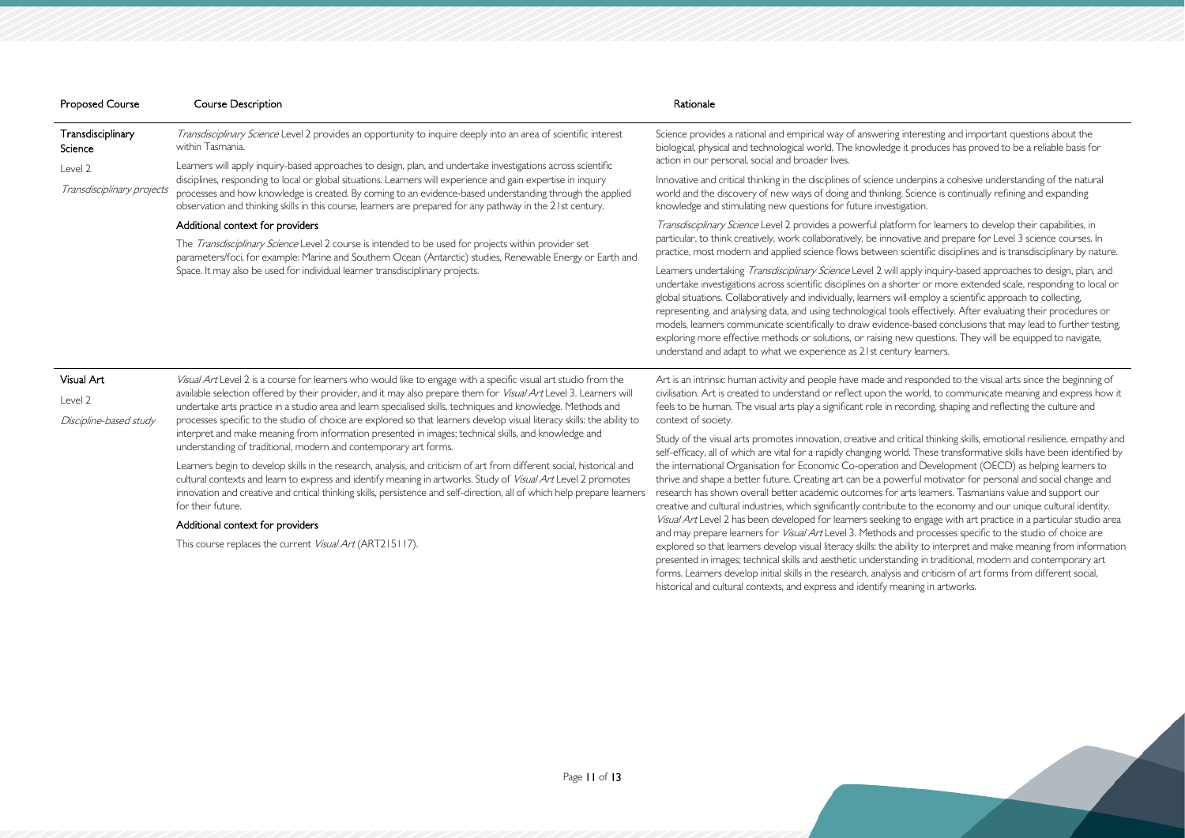| Proposed Course | Course Description | Rationale |
|---|---|---|
| **Transdisciplinary Science**<br><br>Level 2<br><br>*Transdisciplinary projects* | *Transdisciplinary Science* Level 2 provides an opportunity to inquire deeply into an area of scientific interest within Tasmania.<br><br>Learners will apply inquiry-based approaches to design, plan, and undertake investigations across scientific disciplines, responding to local or global situations. Learners will experience and gain expertise in inquiry processes and how knowledge is created. By coming to an evidence-based understanding through the applied observation and thinking skills in this course, learners are prepared for any pathway in the 21st century.<br><br>**Additional context for providers**<br><br>The *Transdisciplinary Science* Level 2 course is intended to be used for projects within provider set parameters/foci, for example: Marine and Southern Ocean (Antarctic) studies, Renewable Energy or Earth and Space. It may also be used for individual learner transdisciplinary projects. | Science provides a rational and empirical way of answering interesting and important questions about the biological, physical and technological world. The knowledge it produces has proved to be a reliable basis for action in our personal, social and broader lives.<br><br>Innovative and critical thinking in the disciplines of science underpins a cohesive understanding of the natural world and the discovery of new ways of doing and thinking. Science is continually refining and expanding knowledge and stimulating new questions for future investigation.<br><br>*Transdisciplinary Science* Level 2 provides a powerful platform for learners to develop their capabilities, in particular, to think creatively, work collaboratively, be innovative and prepare for Level 3 science courses. In practice, most modern and applied science flows between scientific disciplines and is transdisciplinary by nature.<br><br>Learners undertaking *Transdisciplinary Science* Level 2 will apply inquiry-based approaches to design, plan, and undertake investigations across scientific disciplines on a shorter or more extended scale, responding to local or global situations. Collaboratively and individually, learners will employ a scientific approach to collecting, representing, and analysing data, and using technological tools effectively. After evaluating their procedures or models, learners communicate scientifically to draw evidence-based conclusions that may lead to further testing, exploring more effective methods or solutions, or raising new questions. They will be equipped to navigate, understand and adapt to what we experience as 21st century learners. |
| **Visual Art**<br><br>Level 2<br><br>*Discipline-based study* | *Visual Art* Level 2 is a course for learners who would like to engage with a specific visual art studio from the available selection offered by their provider, and it may also prepare them for *Visual Art* Level 3. Learners will undertake arts practice in a studio area and learn specialised skills, techniques and knowledge. Methods and processes specific to the studio of choice are explored so that learners develop visual literacy skills: the ability to interpret and make meaning from information presented in images; technical skills, and knowledge and understanding of traditional, modern and contemporary art forms.<br><br>Learners begin to develop skills in the research, analysis, and criticism of art from different social, historical and cultural contexts and learn to express and identify meaning in artworks. Study of *Visual Art* Level 2 promotes innovation and creative and critical thinking skills, persistence and self-direction, all of which help prepare learners for their future.<br><br>**Additional context for providers**<br><br>This course replaces the current *Visual Art* (ART215117). | Art is an intrinsic human activity and people have made and responded to the visual arts since the beginning of civilisation. Art is created to understand or reflect upon the world, to communicate meaning and express how it feels to be human. The visual arts play a significant role in recording, shaping and reflecting the culture and context of society.<br><br>Study of the visual arts promotes innovation, creative and critical thinking skills, emotional resilience, empathy and self-efficacy, all of which are vital for a rapidly changing world. These transformative skills have been identified by the international Organisation for Economic Co-operation and Development (OECD) as helping learners to thrive and shape a better future. Creating art can be a powerful motivator for personal and social change and research has shown overall better academic outcomes for arts learners. Tasmanians value and support our creative and cultural industries, which significantly contribute to the economy and our unique cultural identity. *Visual Art* Level 2 has been developed for learners seeking to engage with art practice in a particular studio area and may prepare learners for *Visual Art* Level 3. Methods and processes specific to the studio of choice are explored so that learners develop visual literacy skills: the ability to interpret and make meaning from information presented in images; technical skills and aesthetic understanding in traditional, modern and contemporary art forms. Learners develop initial skills in the research, analysis and criticism of art forms from different social, historical and cultural contexts, and express and identify meaning in artworks. |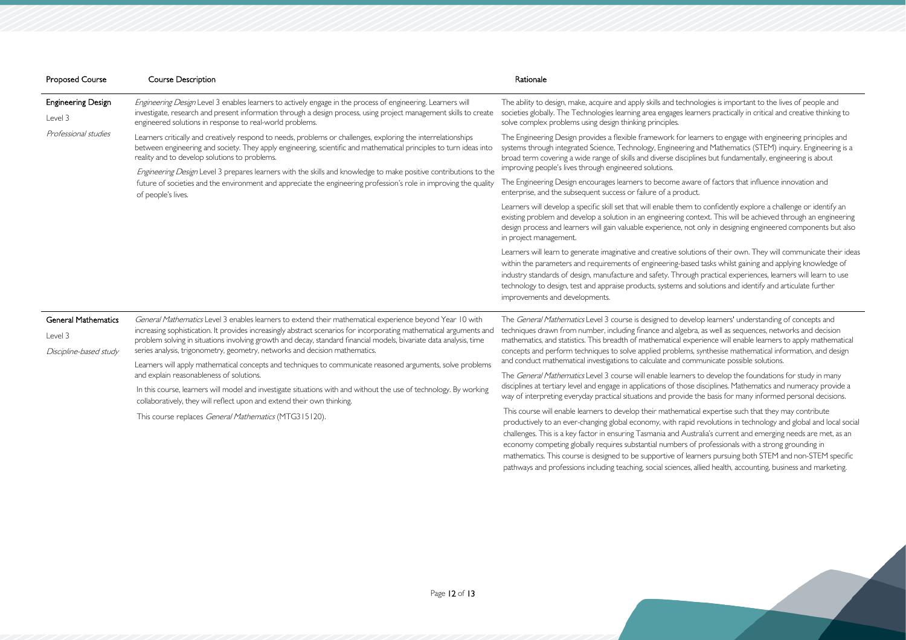| Proposed Course | Course Description | Rationale |
| --- | --- | --- |
| **Engineering Design**<br>Level 3<br>*Professional studies* | *Engineering Design* Level 3 enables learners to actively engage in the process of engineering. Learners will investigate, research and present information through a design process, using project management skills to create engineered solutions in response to real-world problems.<br><br>Learners critically and creatively respond to needs, problems or challenges, exploring the interrelationships between engineering and society. They apply engineering, scientific and mathematical principles to turn ideas into reality and to develop solutions to problems.<br><br>*Engineering Design* Level 3 prepares learners with the skills and knowledge to make positive contributions to the future of societies and the environment and appreciate the engineering profession's role in improving the quality of people's lives. | The ability to design, make, acquire and apply skills and technologies is important to the lives of people and societies globally. The Technologies learning area engages learners practically in critical and creative thinking to solve complex problems using design thinking principles.<br><br>The Engineering Design provides a flexible framework for learners to engage with engineering principles and systems through integrated Science, Technology, Engineering and Mathematics (STEM) inquiry. Engineering is a broad term covering a wide range of skills and diverse disciplines but fundamentally, engineering is about improving people's lives through engineered solutions.<br><br>The Engineering Design encourages learners to become aware of factors that influence innovation and enterprise, and the subsequent success or failure of a product.<br><br>Learners will develop a specific skill set that will enable them to confidently explore a challenge or identify an existing problem and develop a solution in an engineering context. This will be achieved through an engineering design process and learners will gain valuable experience, not only in designing engineered components but also in project management.<br><br>Learners will learn to generate imaginative and creative solutions of their own. They will communicate their ideas within the parameters and requirements of engineering-based tasks whilst gaining and applying knowledge of industry standards of design, manufacture and safety. Through practical experiences, learners will learn to use technology to design, test and appraise products, systems and solutions and identify and articulate further improvements and developments. |
| **General Mathematics**<br>Level 3<br>*Discipline-based study* | *General Mathematics* Level 3 enables learners to extend their mathematical experience beyond Year 10 with increasing sophistication. It provides increasingly abstract scenarios for incorporating mathematical arguments and problem solving in situations involving growth and decay, standard financial models, bivariate data analysis, time series analysis, trigonometry, geometry, networks and decision mathematics.<br><br>Learners will apply mathematical concepts and techniques to communicate reasoned arguments, solve problems and explain reasonableness of solutions.<br><br>In this course, learners will model and investigate situations with and without the use of technology. By working collaboratively, they will reflect upon and extend their own thinking.<br><br>This course replaces *General Mathematics* (MTG315120). | The *General Mathematics* Level 3 course is designed to develop learners' understanding of concepts and techniques drawn from number, including finance and algebra, as well as sequences, networks and decision mathematics, and statistics. This breadth of mathematical experience will enable learners to apply mathematical concepts and perform techniques to solve applied problems, synthesise mathematical information, and design and conduct mathematical investigations to calculate and communicate possible solutions.<br><br>The *General Mathematics* Level 3 course will enable learners to develop the foundations for study in many disciplines at tertiary level and engage in applications of those disciplines. Mathematics and numeracy provide a way of interpreting everyday practical situations and provide the basis for many informed personal decisions.<br><br>This course will enable learners to develop their mathematical expertise such that they may contribute productively to an ever-changing global economy, with rapid revolutions in technology and global and local social challenges. This is a key factor in ensuring Tasmania and Australia's current and emerging needs are met, as an economy competing globally requires substantial numbers of professionals with a strong grounding in mathematics. This course is designed to be supportive of learners pursuing both STEM and non-STEM specific pathways and professions including teaching, social sciences, allied health, accounting, business and marketing. |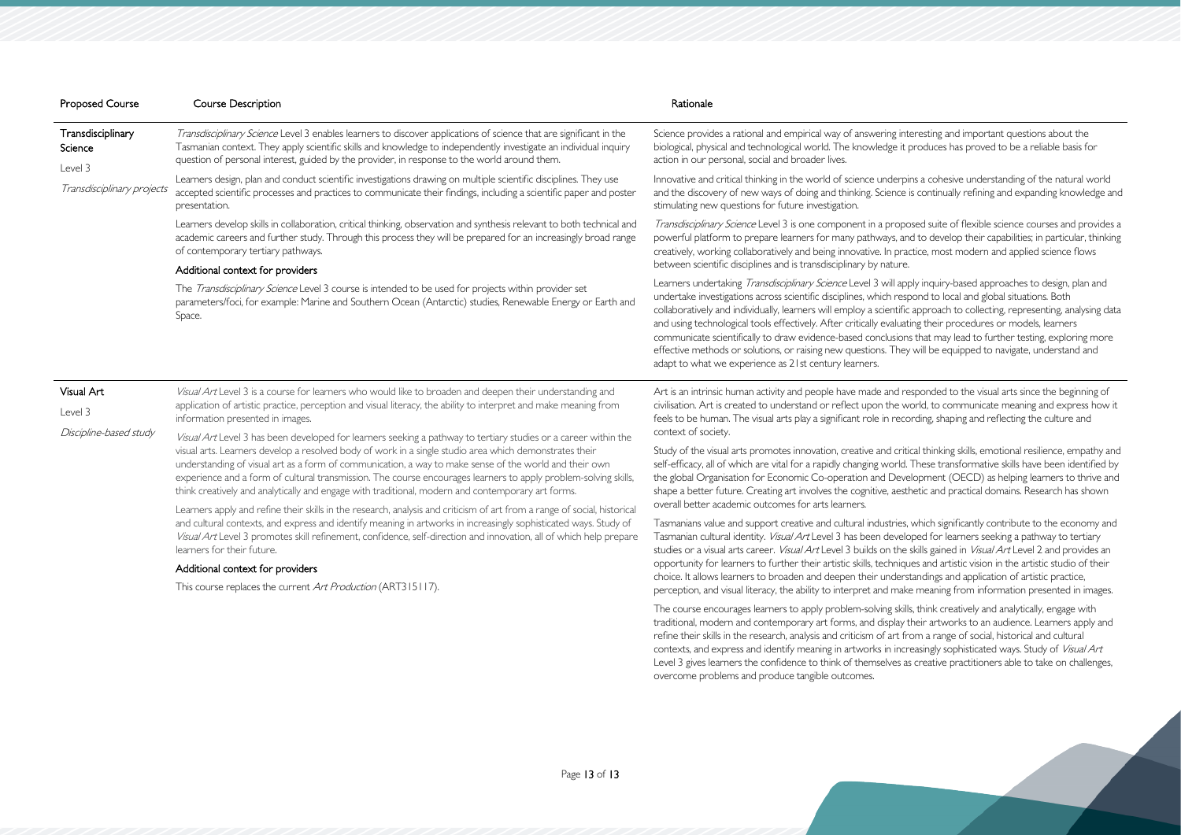| Proposed Course | Course Description | Rationale |
|---|---|---|
| **Transdisciplinary Science**<br><br>Level 3<br><br>*Transdisciplinary projects* | *Transdisciplinary Science* Level 3 enables learners to discover applications of science that are significant in the Tasmanian context. They apply scientific skills and knowledge to independently investigate an individual inquiry question of personal interest, guided by the provider, in response to the world around them.<br><br>Learners design, plan and conduct scientific investigations drawing on multiple scientific disciplines. They use accepted scientific processes and practices to communicate their findings, including a scientific paper and poster presentation.<br><br>Learners develop skills in collaboration, critical thinking, observation and synthesis relevant to both technical and academic careers and further study. Through this process they will be prepared for an increasingly broad range of contemporary tertiary pathways.<br><br>**Additional context for providers**<br><br>The *Transdisciplinary Science* Level 3 course is intended to be used for projects within provider set parameters/foci, for example: Marine and Southern Ocean (Antarctic) studies, Renewable Energy or Earth and Space. | Science provides a rational and empirical way of answering interesting and important questions about the biological, physical and technological world. The knowledge it produces has proved to be a reliable basis for action in our personal, social and broader lives.<br><br>Innovative and critical thinking in the world of science underpins a cohesive understanding of the natural world and the discovery of new ways of doing and thinking. Science is continually refining and expanding knowledge and stimulating new questions for future investigation.<br><br>*Transdisciplinary Science* Level 3 is one component in a proposed suite of flexible science courses and provides a powerful platform to prepare learners for many pathways, and to develop their capabilities; in particular, thinking creatively, working collaboratively and being innovative. In practice, most modern and applied science flows between scientific disciplines and is transdisciplinary by nature.<br><br>Learners undertaking *Transdisciplinary Science* Level 3 will apply inquiry-based approaches to design, plan and undertake investigations across scientific disciplines, which respond to local and global situations. Both collaboratively and individually, learners will employ a scientific approach to collecting, representing, analysing data and using technological tools effectively. After critically evaluating their procedures or models, learners communicate scientifically to draw evidence-based conclusions that may lead to further testing, exploring more effective methods or solutions, or raising new questions. They will be equipped to navigate, understand and adapt to what we experience as 21st century learners. |
| **Visual Art**<br><br>Level 3<br><br>*Discipline-based study* | *Visual Art* Level 3 is a course for learners who would like to broaden and deepen their understanding and application of artistic practice, perception and visual literacy, the ability to interpret and make meaning from information presented in images.<br><br>*Visual Art* Level 3 has been developed for learners seeking a pathway to tertiary studies or a career within the visual arts. Learners develop a resolved body of work in a single studio area which demonstrates their understanding of visual art as a form of communication, a way to make sense of the world and their own experience and a form of cultural transmission. The course encourages learners to apply problem-solving skills, think creatively and analytically and engage with traditional, modern and contemporary art forms.<br><br>Learners apply and refine their skills in the research, analysis and criticism of art from a range of social, historical and cultural contexts, and express and identify meaning in artworks in increasingly sophisticated ways. Study of *Visual Art* Level 3 promotes skill refinement, confidence, self-direction and innovation, all of which help prepare learners for their future.<br><br>**Additional context for providers**<br><br>This course replaces the current *Art Production* (ART315117). | Art is an intrinsic human activity and people have made and responded to the visual arts since the beginning of civilisation. Art is created to understand or reflect upon the world, to communicate meaning and express how it feels to be human. The visual arts play a significant role in recording, shaping and reflecting the culture and context of society.<br><br>Study of the visual arts promotes innovation, creative and critical thinking skills, emotional resilience, empathy and self-efficacy, all of which are vital for a rapidly changing world. These transformative skills have been identified by the global Organisation for Economic Co-operation and Development (OECD) as helping learners to thrive and shape a better future. Creating art involves the cognitive, aesthetic and practical domains. Research has shown overall better academic outcomes for arts learners.<br><br>Tasmanians value and support creative and cultural industries, which significantly contribute to the economy and Tasmanian cultural identity. *Visual Art* Level 3 has been developed for learners seeking a pathway to tertiary studies or a visual arts career. *Visual Art* Level 3 builds on the skills gained in *Visual Art* Level 2 and provides an opportunity for learners to further their artistic skills, techniques and artistic vision in the artistic studio of their choice. It allows learners to broaden and deepen their understandings and application of artistic practice, perception, and visual literacy, the ability to interpret and make meaning from information presented in images.<br><br>The course encourages learners to apply problem-solving skills, think creatively and analytically, engage with traditional, modern and contemporary art forms, and display their artworks to an audience. Learners apply and refine their skills in the research, analysis and criticism of art from a range of social, historical and cultural contexts, and express and identify meaning in artworks in increasingly sophisticated ways. Study of *Visual Art* Level 3 gives learners the confidence to think of themselves as creative practitioners able to take on challenges, overcome problems and produce tangible outcomes. |